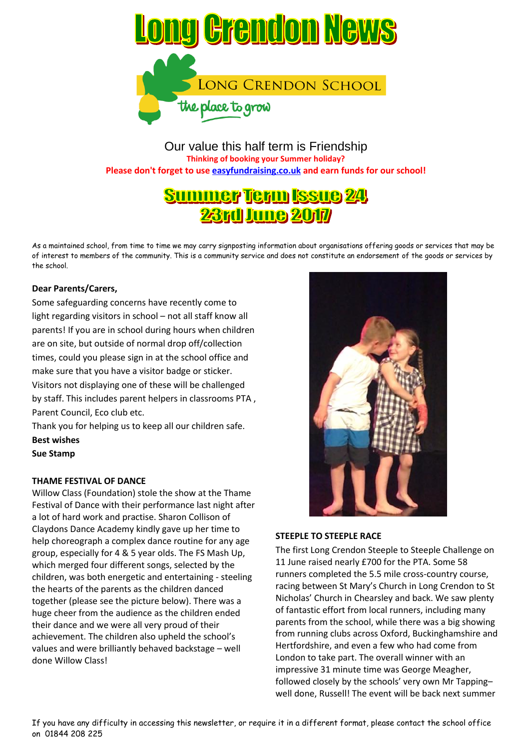# Long Crendon News

LONG CRENDON SCHOOL

the place to grow

Our value this half term is Friendship

**Thinking of booking your Summer holiday?**

**Please don't forget to use easyfundraising.co.uk and earn funds for our school!**

## Summer Term Issue 24
## 23rd June 2017

As a maintained school, from time to time we may carry signposting information about organisations offering goods or services that may be of interest to members of the community. This is a community service and does not constitute an endorsement of the goods or services by the school.

**Dear Parents/Carers,**

Some safeguarding concerns have recently come to light regarding visitors in school – not all staff know all parents! If you are in school during hours when children are on site, but outside of normal drop off/collection times, could you please sign in at the school office and make sure that you have a visitor badge or sticker. Visitors not displaying one of these will be challenged by staff. This includes parent helpers in classrooms PTA , Parent Council, Eco club etc.

Thank you for helping us to keep all our children safe.

**Best wishes**

**Sue Stamp**

**THAME FESTIVAL OF DANCE**

Willow Class (Foundation) stole the show at the Thame Festival of Dance with their performance last night after a lot of hard work and practise. Sharon Collison of Claydons Dance Academy kindly gave up her time to help choreograph a complex dance routine for any age group, especially for 4 & 5 year olds. The FS Mash Up, which merged four different songs, selected by the children, was both energetic and entertaining - steeling the hearts of the parents as the children danced together (please see the picture below). There was a huge cheer from the audience as the children ended their dance and we were all very proud of their achievement. The children also upheld the school's values and were brilliantly behaved backstage – well done Willow Class!

**STEEPLE TO STEEPLE RACE**

The first Long Crendon Steeple to Steeple Challenge on 11 June raised nearly £700 for the PTA. Some 58 runners completed the 5.5 mile cross-country course, racing between St Mary's Church in Long Crendon to St Nicholas' Church in Chearsley and back. We saw plenty of fantastic effort from local runners, including many parents from the school, while there was a big showing from running clubs across Oxford, Buckinghamshire and Hertfordshire, and even a few who had come from London to take part. The overall winner with an impressive 31 minute time was George Meagher, followed closely by the schools' very own Mr Tapping– well done, Russell! The event will be back next summer

If you have any difficulty in accessing this newsletter, or require it in a different format, please contact the school office on 01844 208 225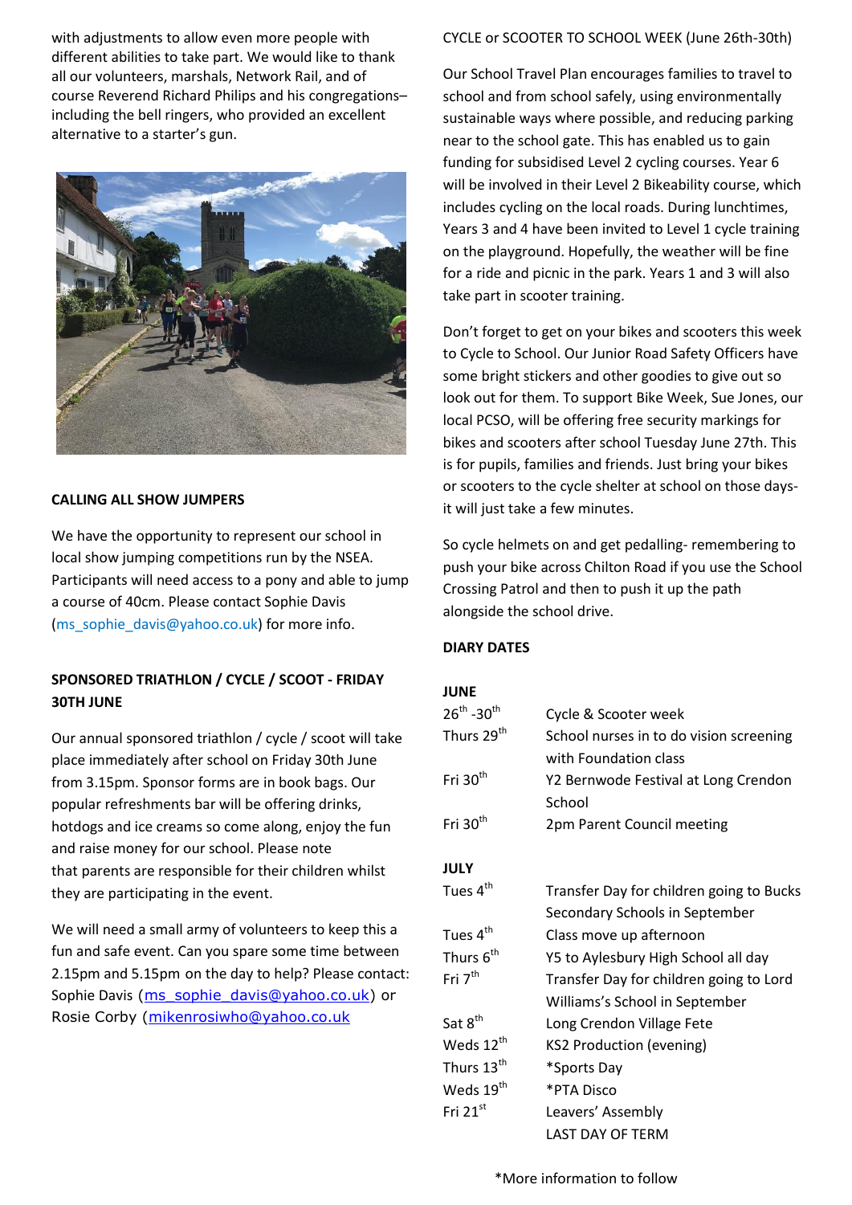with adjustments to allow even more people with different abilities to take part. We would like to thank all our volunteers, marshals, Network Rail, and of course Reverend Richard Philips and his congregations– including the bell ringers, who provided an excellent alternative to a starter's gun.

**CALLING ALL SHOW JUMPERS**

We have the opportunity to represent our school in local show jumping competitions run by the NSEA. Participants will need access to a pony and able to jump a course of 40cm. Please contact Sophie Davis (ms_sophie_davis@yahoo.co.uk) for more info.

**SPONSORED TRIATHLON / CYCLE / SCOOT - FRIDAY 30TH JUNE**

Our annual sponsored triathlon / cycle / scoot will take place immediately after school on Friday 30th June from 3.15pm. Sponsor forms are in book bags. Our popular refreshments bar will be offering drinks, hotdogs and ice creams so come along, enjoy the fun and raise money for our school. Please note that parents are responsible for their children whilst they are participating in the event.

We will need a small army of volunteers to keep this a fun and safe event. Can you spare some time between 2.15pm and 5.15pm on the day to help? Please contact: Sophie Davis (ms_sophie_davis@yahoo.co.uk) or Rosie Corby (mikenrosiwho@yahoo.co.uk

CYCLE or SCOOTER TO SCHOOL WEEK (June 26th-30th)

Our School Travel Plan encourages families to travel to school and from school safely, using environmentally sustainable ways where possible, and reducing parking near to the school gate. This has enabled us to gain funding for subsidised Level 2 cycling courses. Year 6 will be involved in their Level 2 Bikeability course, which includes cycling on the local roads. During lunchtimes, Years 3 and 4 have been invited to Level 1 cycle training on the playground. Hopefully, the weather will be fine for a ride and picnic in the park. Years 1 and 3 will also take part in scooter training.

Don't forget to get on your bikes and scooters this week to Cycle to School. Our Junior Road Safety Officers have some bright stickers and other goodies to give out so look out for them. To support Bike Week, Sue Jones, our local PCSO, will be offering free security markings for bikes and scooters after school Tuesday June 27th. This is for pupils, families and friends. Just bring your bikes or scooters to the cycle shelter at school on those days- it will just take a few minutes.

So cycle helmets on and get pedalling- remembering to push your bike across Chilton Road if you use the School Crossing Patrol and then to push it up the path alongside the school drive.

**DIARY DATES**

| | |
|---|---|
| **JUNE** | |
| 26th -30th | Cycle & Scooter week |
| Thurs 29th | School nurses in to do vision screening with Foundation class |
| Fri 30th | Y2 Bernwode Festival at Long Crendon School |
| Fri 30th | 2pm Parent Council meeting |
| **JULY** | |
| Tues 4th | Transfer Day for children going to Bucks Secondary Schools in September |
| Tues 4th | Class move up afternoon |
| Thurs 6th | Y5 to Aylesbury High School all day |
| Fri 7th | Transfer Day for children going to Lord Williams's School in September |
| Sat 8th | Long Crendon Village Fete |
| Weds 12th | KS2 Production (evening) |
| Thurs 13th | *Sports Day |
| Weds 19th | *PTA Disco |
| Fri 21st | Leavers' Assembly<br>LAST DAY OF TERM |

*More information to follow